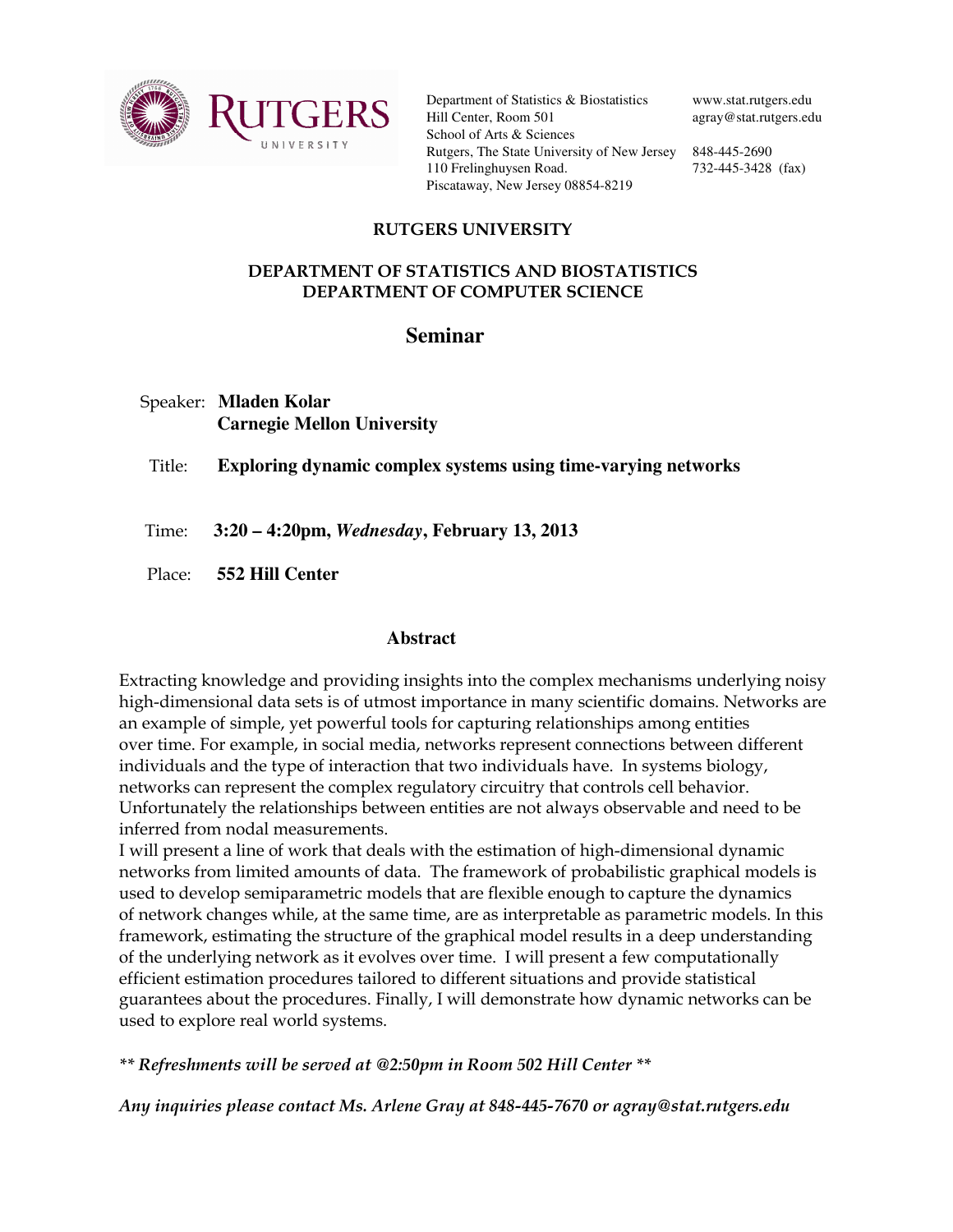Department of Statistics & Biostatistics
Hill Center, Room 501
School of Arts & Sciences
Rutgers, The State University of New Jersey
110 Frelinghuysen Road.
Piscataway, New Jersey 08854-8219

www.stat.rutgers.edu
agray@stat.rutgers.edu

848-445-2690
732-445-3428 (fax)

**RUTGERS UNIVERSITY**

**DEPARTMENT OF STATISTICS AND BIOSTATISTICS**
**DEPARTMENT OF COMPUTER SCIENCE**

# Seminar

Speaker: **Mladen Kolar**
**Carnegie Mellon University**

Title: **Exploring dynamic complex systems using time-varying networks**

Time: **3:20 – 4:20pm, *Wednesday*, February 13, 2013**

Place: **552 Hill Center**

## Abstract

Extracting knowledge and providing insights into the complex mechanisms underlying noisy high-dimensional data sets is of utmost importance in many scientific domains. Networks are an example of simple, yet powerful tools for capturing relationships among entities over time. For example, in social media, networks represent connections between different individuals and the type of interaction that two individuals have. In systems biology, networks can represent the complex regulatory circuitry that controls cell behavior. Unfortunately the relationships between entities are not always observable and need to be inferred from nodal measurements.

I will present a line of work that deals with the estimation of high-dimensional dynamic networks from limited amounts of data. The framework of probabilistic graphical models is used to develop semiparametric models that are flexible enough to capture the dynamics of network changes while, at the same time, are as interpretable as parametric models. In this framework, estimating the structure of the graphical model results in a deep understanding of the underlying network as it evolves over time. I will present a few computationally efficient estimation procedures tailored to different situations and provide statistical guarantees about the procedures. Finally, I will demonstrate how dynamic networks can be used to explore real world systems.

***\*\* Refreshments will be served at @2:50pm in Room 502 Hill Center \*\****

***Any inquiries please contact Ms. Arlene Gray at 848-445-7670 or agray@stat.rutgers.edu***